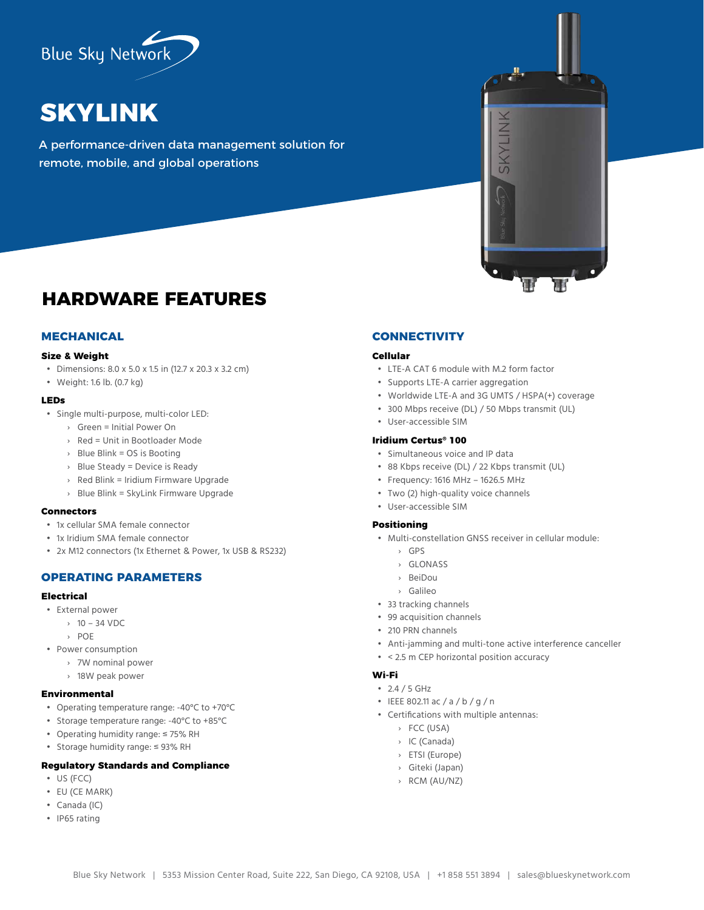Blue Sky Network

# SKYLINK

A performance-driven data management solution for remote, mobile, and global operations

## HARDWARE FEATURES

### MECHANICAL

**Size & Weight**

- Dimensions: 8.0 x 5.0 x 1.5 in (12.7 x 20.3 x 3.2 cm)
- Weight: 1.6 lb. (0.7 kg)

**LEDs**

- Single multi-purpose, multi-color LED:
  - Green = Initial Power On
  - Red = Unit in Bootloader Mode
  - Blue Blink = OS is Booting
  - Blue Steady = Device is Ready
  - Red Blink = Iridium Firmware Upgrade
  - Blue Blink = SkyLink Firmware Upgrade

**Connectors**

- 1x cellular SMA female connector
- 1x Iridium SMA female connector
- 2x M12 connectors (1x Ethernet & Power, 1x USB & RS232)

### OPERATING PARAMETERS

**Electrical**

- External power
  - 10 – 34 VDC
  - POE
- Power consumption
  - 7W nominal power
  - 18W peak power

**Environmental**

- Operating temperature range: -40°C to +70°C
- Storage temperature range: -40°C to +85°C
- Operating humidity range: ≤ 75% RH
- Storage humidity range: ≤ 93% RH

**Regulatory Standards and Compliance**

- US (FCC)
- EU (CE MARK)
- Canada (IC)
- IP65 rating

### CONNECTIVITY

**Cellular**

- LTE-A CAT 6 module with M.2 form factor
- Supports LTE-A carrier aggregation
- Worldwide LTE-A and 3G UMTS / HSPA(+) coverage
- 300 Mbps receive (DL) / 50 Mbps transmit (UL)
- User-accessible SIM

**Iridium Certus® 100**

- Simultaneous voice and IP data
- 88 Kbps receive (DL) / 22 Kbps transmit (UL)
- Frequency: 1616 MHz – 1626.5 MHz
- Two (2) high-quality voice channels
- User-accessible SIM

**Positioning**

- Multi-constellation GNSS receiver in cellular module:
  - GPS
  - GLONASS
  - BeiDou
  - Galileo
- 33 tracking channels
- 99 acquisition channels
- 210 PRN channels
- Anti-jamming and multi-tone active interference canceller
- < 2.5 m CEP horizontal position accuracy

**Wi-Fi**

- 2.4 / 5 GHz
- IEEE 802.11 ac / a / b / g / n
- Certifications with multiple antennas:
  - FCC (USA)
  - IC (Canada)
  - ETSI (Europe)
  - Giteki (Japan)
  - RCM (AU/NZ)

Blue Sky Network | 5353 Mission Center Road, Suite 222, San Diego, CA 92108, USA | +1 858 551 3894 | sales@blueskynetwork.com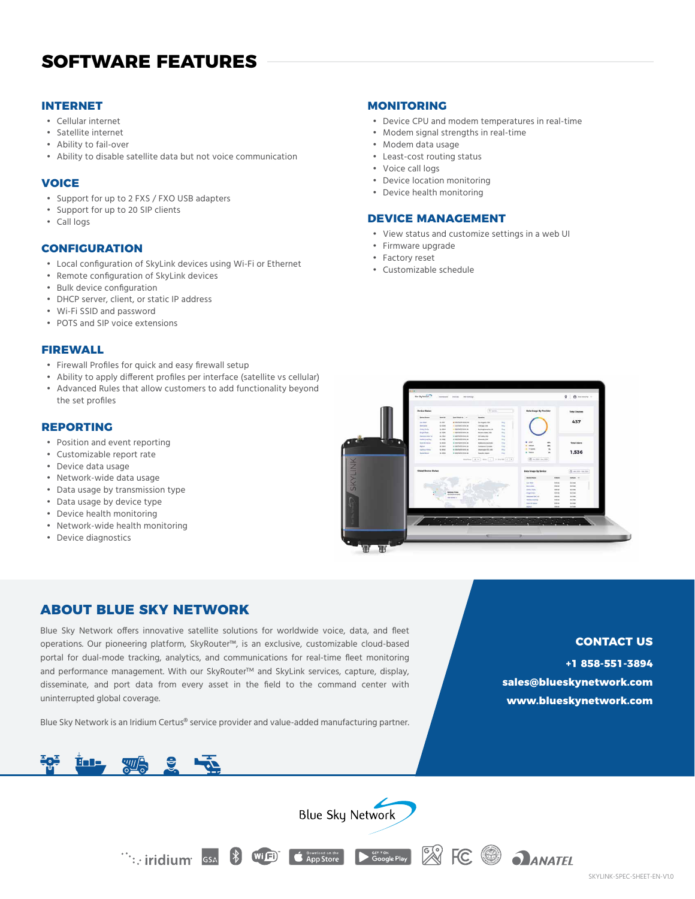# SOFTWARE FEATURES

## INTERNET

- Cellular internet
- Satellite internet
- Ability to fail-over
- Ability to disable satellite data but not voice communication

## VOICE

- Support for up to 2 FXS / FXO USB adapters
- Support for up to 20 SIP clients
- Call logs

## CONFIGURATION

- Local configuration of SkyLink devices using Wi-Fi or Ethernet
- Remote configuration of SkyLink devices
- Bulk device configuration
- DHCP server, client, or static IP address
- Wi-Fi SSID and password
- POTS and SIP voice extensions

## FIREWALL

- Firewall Profiles for quick and easy firewall setup
- Ability to apply different profiles per interface (satellite vs cellular)
- Advanced Rules that allow customers to add functionality beyond the set profiles

## REPORTING

- Position and event reporting
- Customizable report rate
- Device data usage
- Network-wide data usage
- Data usage by transmission type
- Data usage by device type
- Device health monitoring
- Network-wide health monitoring
- Device diagnostics

## MONITORING

- Device CPU and modem temperatures in real-time
- Modem signal strengths in real-time
- Modem data usage
- Least-cost routing status
- Voice call logs
- Device location monitoring
- Device health monitoring

## DEVICE MANAGEMENT

- View status and customize settings in a web UI
- Firmware upgrade
- Factory reset
- Customizable schedule

## ABOUT BLUE SKY NETWORK

Blue Sky Network offers innovative satellite solutions for worldwide voice, data, and fleet operations. Our pioneering platform, SkyRouter™, is an exclusive, customizable cloud-based portal for dual-mode tracking, analytics, and communications for real-time fleet monitoring and performance management. With our SkyRouter™ and SkyLink services, capture, display, disseminate, and port data from every asset in the field to the command center with uninterrupted global coverage.

Blue Sky Network is an Iridium Certus® service provider and value-added manufacturing partner.

## CONTACT US

**+1 858-551-3894**

**sales@blueskynetwork.com**

**www.blueskynetwork.com**

SKYLINK-SPEC-SHEET-EN-V1.0